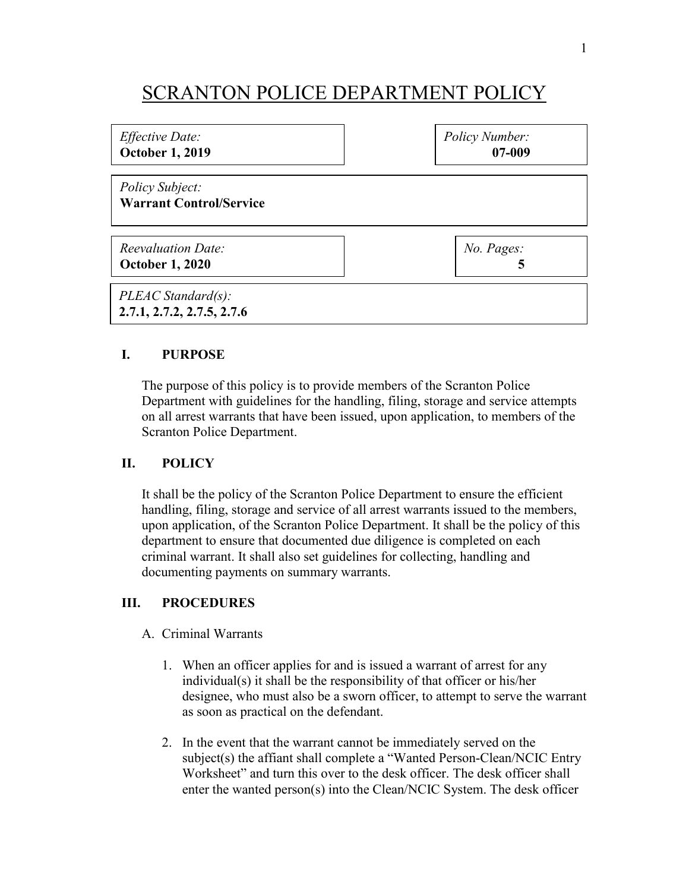# SCRANTON POLICE DEPARTMENT POLICY

*Effective Date:*
**October 1, 2019**

*Policy Number:*
**07-009**

*Policy Subject:*
**Warrant Control/Service**

*Reevaluation Date:*
**October 1, 2020**

*No. Pages:*
**5**

*PLEAC Standard(s):*
**2.7.1, 2.7.2, 2.7.5, 2.7.6**

## I. PURPOSE

The purpose of this policy is to provide members of the Scranton Police Department with guidelines for the handling, filing, storage and service attempts on all arrest warrants that have been issued, upon application, to members of the Scranton Police Department.

## II. POLICY

It shall be the policy of the Scranton Police Department to ensure the efficient handling, filing, storage and service of all arrest warrants issued to the members, upon application, of the Scranton Police Department. It shall be the policy of this department to ensure that documented due diligence is completed on each criminal warrant. It shall also set guidelines for collecting, handling and documenting payments on summary warrants.

## III. PROCEDURES

A. Criminal Warrants

1. When an officer applies for and is issued a warrant of arrest for any individual(s) it shall be the responsibility of that officer or his/her designee, who must also be a sworn officer, to attempt to serve the warrant as soon as practical on the defendant.

2. In the event that the warrant cannot be immediately served on the subject(s) the affiant shall complete a "Wanted Person-Clean/NCIC Entry Worksheet" and turn this over to the desk officer. The desk officer shall enter the wanted person(s) into the Clean/NCIC System. The desk officer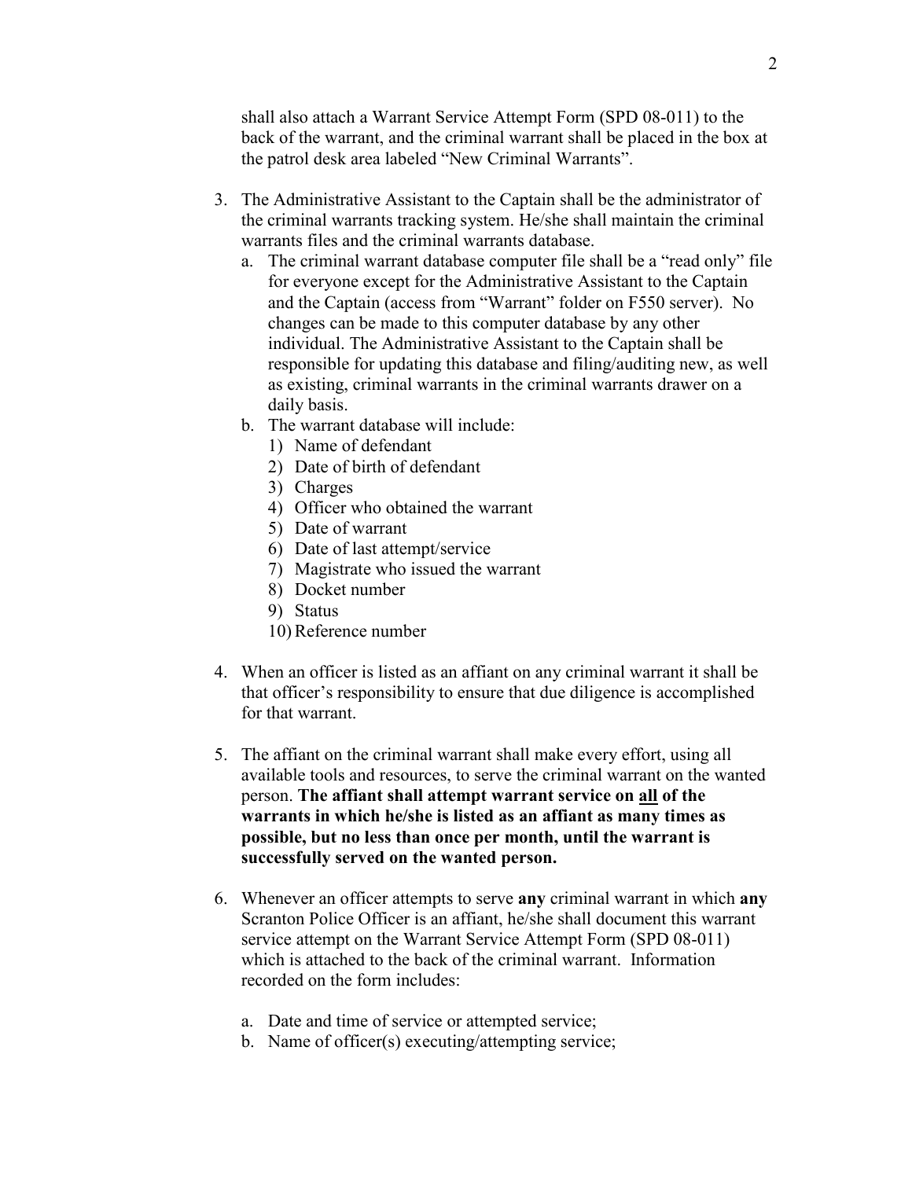shall also attach a Warrant Service Attempt Form (SPD 08-011) to the back of the warrant, and the criminal warrant shall be placed in the box at the patrol desk area labeled "New Criminal Warrants".

3. The Administrative Assistant to the Captain shall be the administrator of the criminal warrants tracking system. He/she shall maintain the criminal warrants files and the criminal warrants database.
   a. The criminal warrant database computer file shall be a "read only" file for everyone except for the Administrative Assistant to the Captain and the Captain (access from "Warrant" folder on F550 server). No changes can be made to this computer database by any other individual. The Administrative Assistant to the Captain shall be responsible for updating this database and filing/auditing new, as well as existing, criminal warrants in the criminal warrants drawer on a daily basis.
   b. The warrant database will include:
      1) Name of defendant
      2) Date of birth of defendant
      3) Charges
      4) Officer who obtained the warrant
      5) Date of warrant
      6) Date of last attempt/service
      7) Magistrate who issued the warrant
      8) Docket number
      9) Status
      10) Reference number

4. When an officer is listed as an affiant on any criminal warrant it shall be that officer's responsibility to ensure that due diligence is accomplished for that warrant.

5. The affiant on the criminal warrant shall make every effort, using all available tools and resources, to serve the criminal warrant on the wanted person. **The affiant shall attempt warrant service on <u>all</u> of the warrants in which he/she is listed as an affiant as many times as possible, but no less than once per month, until the warrant is successfully served on the wanted person.**

6. Whenever an officer attempts to serve **any** criminal warrant in which **any** Scranton Police Officer is an affiant, he/she shall document this warrant service attempt on the Warrant Service Attempt Form (SPD 08-011) which is attached to the back of the criminal warrant. Information recorded on the form includes:

   a. Date and time of service or attempted service;
   b. Name of officer(s) executing/attempting service;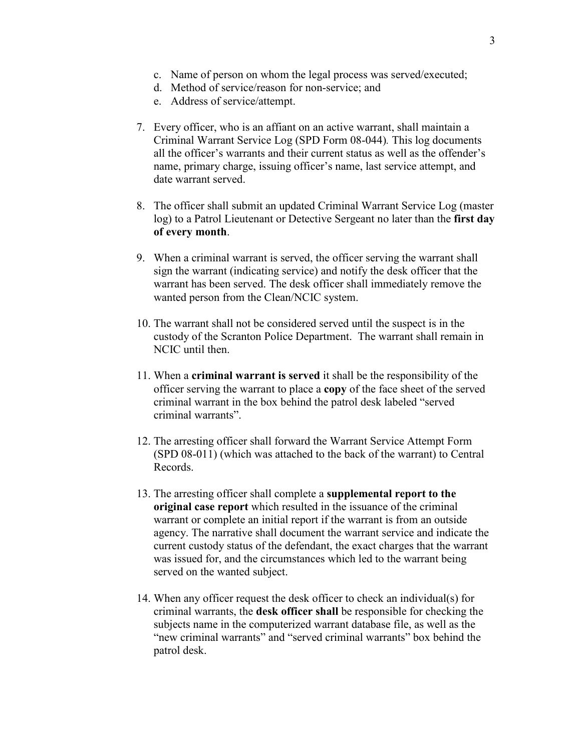c. Name of person on whom the legal process was served/executed;
d. Method of service/reason for non-service; and
e. Address of service/attempt.

7. Every officer, who is an affiant on an active warrant, shall maintain a Criminal Warrant Service Log (SPD Form 08-044). This log documents all the officer's warrants and their current status as well as the offender's name, primary charge, issuing officer's name, last service attempt, and date warrant served.

8. The officer shall submit an updated Criminal Warrant Service Log (master log) to a Patrol Lieutenant or Detective Sergeant no later than the **first day of every month**.

9. When a criminal warrant is served, the officer serving the warrant shall sign the warrant (indicating service) and notify the desk officer that the warrant has been served. The desk officer shall immediately remove the wanted person from the Clean/NCIC system.

10. The warrant shall not be considered served until the suspect is in the custody of the Scranton Police Department. The warrant shall remain in NCIC until then.

11. When a **criminal warrant is served** it shall be the responsibility of the officer serving the warrant to place a **copy** of the face sheet of the served criminal warrant in the box behind the patrol desk labeled "served criminal warrants".

12. The arresting officer shall forward the Warrant Service Attempt Form (SPD 08-011) (which was attached to the back of the warrant) to Central Records.

13. The arresting officer shall complete a **supplemental report to the original case report** which resulted in the issuance of the criminal warrant or complete an initial report if the warrant is from an outside agency. The narrative shall document the warrant service and indicate the current custody status of the defendant, the exact charges that the warrant was issued for, and the circumstances which led to the warrant being served on the wanted subject.

14. When any officer request the desk officer to check an individual(s) for criminal warrants, the **desk officer shall** be responsible for checking the subjects name in the computerized warrant database file, as well as the "new criminal warrants" and "served criminal warrants" box behind the patrol desk.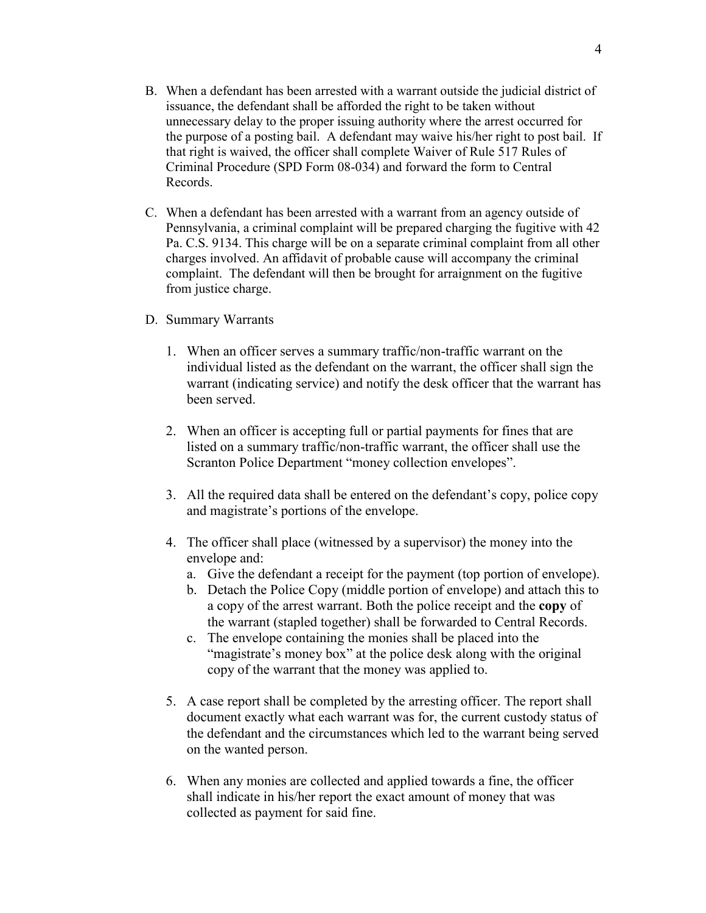B. When a defendant has been arrested with a warrant outside the judicial district of issuance, the defendant shall be afforded the right to be taken without unnecessary delay to the proper issuing authority where the arrest occurred for the purpose of a posting bail. A defendant may waive his/her right to post bail. If that right is waived, the officer shall complete Waiver of Rule 517 Rules of Criminal Procedure (SPD Form 08-034) and forward the form to Central Records.

C. When a defendant has been arrested with a warrant from an agency outside of Pennsylvania, a criminal complaint will be prepared charging the fugitive with 42 Pa. C.S. 9134. This charge will be on a separate criminal complaint from all other charges involved. An affidavit of probable cause will accompany the criminal complaint. The defendant will then be brought for arraignment on the fugitive from justice charge.

D. Summary Warrants

1. When an officer serves a summary traffic/non-traffic warrant on the individual listed as the defendant on the warrant, the officer shall sign the warrant (indicating service) and notify the desk officer that the warrant has been served.

2. When an officer is accepting full or partial payments for fines that are listed on a summary traffic/non-traffic warrant, the officer shall use the Scranton Police Department "money collection envelopes".

3. All the required data shall be entered on the defendant's copy, police copy and magistrate's portions of the envelope.

4. The officer shall place (witnessed by a supervisor) the money into the envelope and:
   a. Give the defendant a receipt for the payment (top portion of envelope).
   b. Detach the Police Copy (middle portion of envelope) and attach this to a copy of the arrest warrant. Both the police receipt and the **copy** of the warrant (stapled together) shall be forwarded to Central Records.
   c. The envelope containing the monies shall be placed into the "magistrate's money box" at the police desk along with the original copy of the warrant that the money was applied to.

5. A case report shall be completed by the arresting officer. The report shall document exactly what each warrant was for, the current custody status of the defendant and the circumstances which led to the warrant being served on the wanted person.

6. When any monies are collected and applied towards a fine, the officer shall indicate in his/her report the exact amount of money that was collected as payment for said fine.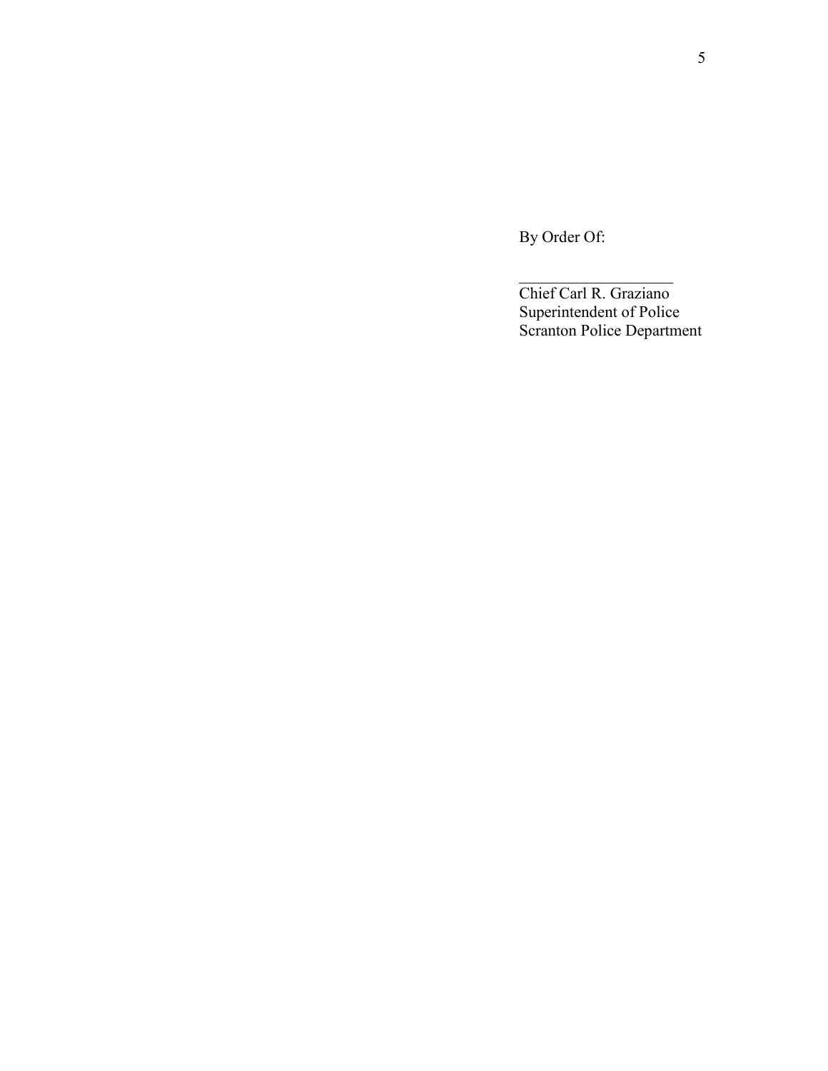By Order Of:

\_\_\_\_\_\_\_\_\_\_\_\_\_\_\_\_\_\_\_\_

Chief Carl R. Graziano
Superintendent of Police
Scranton Police Department